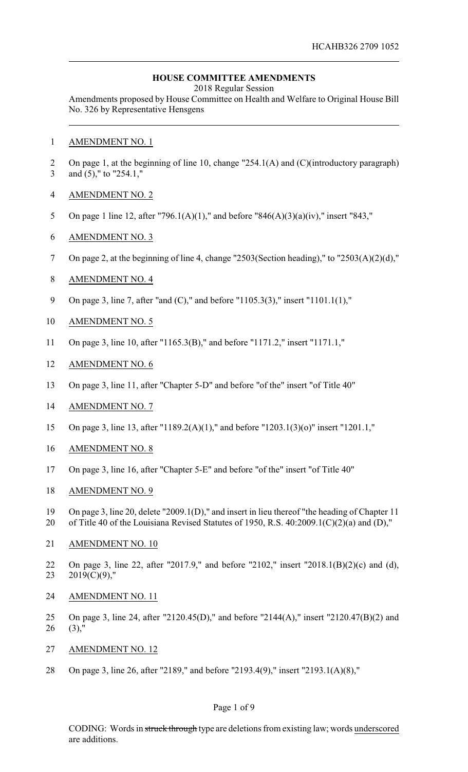HCAHB326 2709 1052

**HOUSE COMMITTEE AMENDMENTS**

2018 Regular Session

Amendments proposed by House Committee on Health and Welfare to Original House Bill No. 326 by Representative Hensgens

AMENDMENT NO. 1

On page 1, at the beginning of line 10, change "254.1(A) and (C)(introductory paragraph) and (5)," to "254.1,"

AMENDMENT NO. 2

On page 1 line 12, after "796.1(A)(1)," and before "846(A)(3)(a)(iv)," insert "843,"

AMENDMENT NO. 3

On page 2, at the beginning of line 4, change "2503(Section heading)," to "2503(A)(2)(d),"

AMENDMENT NO. 4

On page 3, line 7, after "and (C)," and before "1105.3(3)," insert "1101.1(1),"

AMENDMENT NO. 5

On page 3, line 10, after "1165.3(B)," and before "1171.2," insert "1171.1,"

AMENDMENT NO. 6

On page 3, line 11, after "Chapter 5-D" and before "of the" insert "of Title 40"

AMENDMENT NO. 7

On page 3, line 13, after "1189.2(A)(1)," and before "1203.1(3)(o)" insert "1201.1,"

AMENDMENT NO. 8

On page 3, line 16, after "Chapter 5-E" and before "of the" insert "of Title 40"

AMENDMENT NO. 9

On page 3, line 20, delete "2009.1(D)," and insert in lieu thereof "the heading of Chapter 11 of Title 40 of the Louisiana Revised Statutes of 1950, R.S. 40:2009.1(C)(2)(a) and (D),"

AMENDMENT NO. 10

On page 3, line 22, after "2017.9," and before "2102," insert "2018.1(B)(2)(c) and (d), 2019(C)(9),"

AMENDMENT NO. 11

On page 3, line 24, after "2120.45(D)," and before "2144(A)," insert "2120.47(B)(2) and (3),"

AMENDMENT NO. 12

On page 3, line 26, after "2189," and before "2193.4(9)," insert "2193.1(A)(8),"

CODING: Words in ~~struck through~~ type are deletions from existing law; words underscored are additions.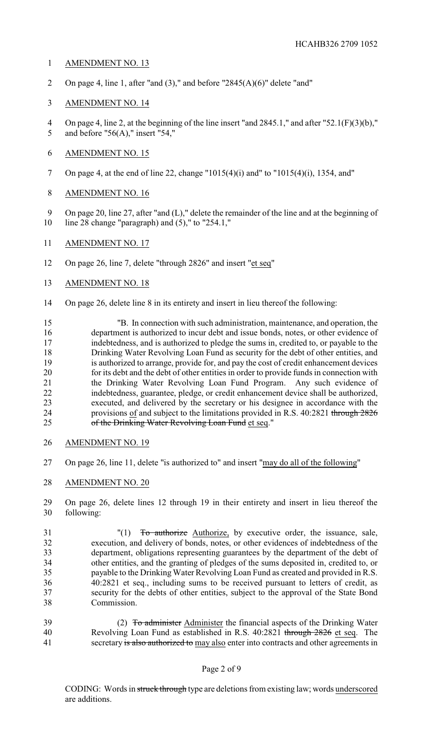AMENDMENT NO. 13

On page 4, line 1, after "and (3)," and before "2845(A)(6)" delete "and"

AMENDMENT NO. 14

On page 4, line 2, at the beginning of the line insert "and 2845.1," and after "52.1(F)(3)(b)," and before "56(A)," insert "54,"

AMENDMENT NO. 15

On page 4, at the end of line 22, change "1015(4)(i) and" to "1015(4)(i), 1354, and"

AMENDMENT NO. 16

On page 20, line 27, after "and (L)," delete the remainder of the line and at the beginning of line 28 change "paragraph) and (5)," to "254.1,"

AMENDMENT NO. 17

On page 26, line 7, delete "through 2826" and insert "et seq"

AMENDMENT NO. 18

On page 26, delete line 8 in its entirety and insert in lieu thereof the following:

"B. In connection with such administration, maintenance, and operation, the department is authorized to incur debt and issue bonds, notes, or other evidence of indebtedness, and is authorized to pledge the sums in, credited to, or payable to the Drinking Water Revolving Loan Fund as security for the debt of other entities, and is authorized to arrange, provide for, and pay the cost of credit enhancement devices for its debt and the debt of other entities in order to provide funds in connection with the Drinking Water Revolving Loan Fund Program. Any such evidence of indebtedness, guarantee, pledge, or credit enhancement device shall be authorized, executed, and delivered by the secretary or his designee in accordance with the provisions of and subject to the limitations provided in R.S. 40:2821 ~~through 2826 of the Drinking Water Revolving Loan Fund~~ et seq."

AMENDMENT NO. 19

On page 26, line 11, delete "is authorized to" and insert "may do all of the following"

AMENDMENT NO. 20

On page 26, delete lines 12 through 19 in their entirety and insert in lieu thereof the following:

"(1) ~~To authorize~~ Authorize, by executive order, the issuance, sale, execution, and delivery of bonds, notes, or other evidences of indebtedness of the department, obligations representing guarantees by the department of the debt of other entities, and the granting of pledges of the sums deposited in, credited to, or payable to the Drinking Water Revolving Loan Fund as created and provided in R.S. 40:2821 et seq., including sums to be received pursuant to letters of credit, as security for the debts of other entities, subject to the approval of the State Bond Commission.

(2) ~~To administer~~ Administer the financial aspects of the Drinking Water Revolving Loan Fund as established in R.S. 40:2821 ~~through 2826~~ et seq. The secretary ~~is also authorized to~~ may also enter into contracts and other agreements in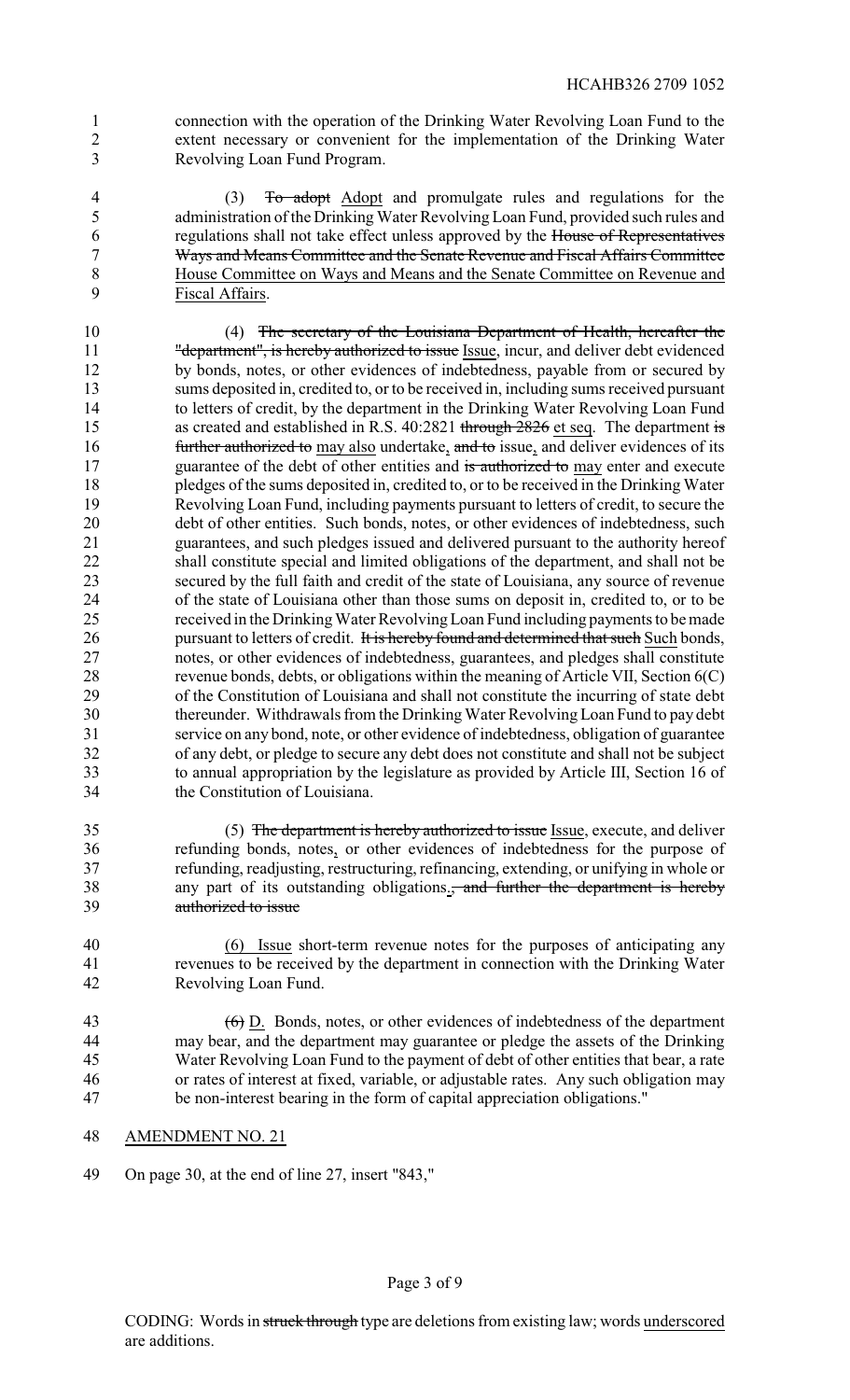connection with the operation of the Drinking Water Revolving Loan Fund to the extent necessary or convenient for the implementation of the Drinking Water Revolving Loan Fund Program.

(3) ~~To adopt~~ Adopt and promulgate rules and regulations for the administration of the Drinking Water Revolving Loan Fund, provided such rules and regulations shall not take effect unless approved by the ~~House of Representatives Ways and Means Committee and the Senate Revenue and Fiscal Affairs Committee~~ House Committee on Ways and Means and the Senate Committee on Revenue and Fiscal Affairs.

(4) ~~The secretary of the Louisiana Department of Health, hereafter the "department", is hereby authorized to issue~~ Issue, incur, and deliver debt evidenced by bonds, notes, or other evidences of indebtedness, payable from or secured by sums deposited in, credited to, or to be received in, including sums received pursuant to letters of credit, by the department in the Drinking Water Revolving Loan Fund as created and established in R.S. 40:2821 ~~through 2826~~ et seq. The department ~~is further authorized to~~ may also undertake, ~~and to~~ issue, and deliver evidences of its guarantee of the debt of other entities and ~~is authorized to~~ may enter and execute pledges of the sums deposited in, credited to, or to be received in the Drinking Water Revolving Loan Fund, including payments pursuant to letters of credit, to secure the debt of other entities. Such bonds, notes, or other evidences of indebtedness, such guarantees, and such pledges issued and delivered pursuant to the authority hereof shall constitute special and limited obligations of the department, and shall not be secured by the full faith and credit of the state of Louisiana, any source of revenue of the state of Louisiana other than those sums on deposit in, credited to, or to be received in the Drinking Water Revolving Loan Fund including payments to be made pursuant to letters of credit. ~~It is hereby found and determined that such~~ Such bonds, notes, or other evidences of indebtedness, guarantees, and pledges shall constitute revenue bonds, debts, or obligations within the meaning of Article VII, Section 6(C) of the Constitution of Louisiana and shall not constitute the incurring of state debt thereunder. Withdrawals from the Drinking Water Revolving Loan Fund to pay debt service on any bond, note, or other evidence of indebtedness, obligation of guarantee of any debt, or pledge to secure any debt does not constitute and shall not be subject to annual appropriation by the legislature as provided by Article III, Section 16 of the Constitution of Louisiana.

(5) ~~The department is hereby authorized to issue~~ Issue, execute, and deliver refunding bonds, notes, or other evidences of indebtedness for the purpose of refunding, readjusting, restructuring, refinancing, extending, or unifying in whole or any part of its outstanding obligations.~~, and further the department is hereby authorized to issue~~

(6) Issue short-term revenue notes for the purposes of anticipating any revenues to be received by the department in connection with the Drinking Water Revolving Loan Fund.

~~(6)~~ D. Bonds, notes, or other evidences of indebtedness of the department may bear, and the department may guarantee or pledge the assets of the Drinking Water Revolving Loan Fund to the payment of debt of other entities that bear, a rate or rates of interest at fixed, variable, or adjustable rates. Any such obligation may be non-interest bearing in the form of capital appreciation obligations."

AMENDMENT NO. 21

On page 30, at the end of line 27, insert "843,"

CODING: Words in ~~struck through~~ type are deletions from existing law; words underscored are additions.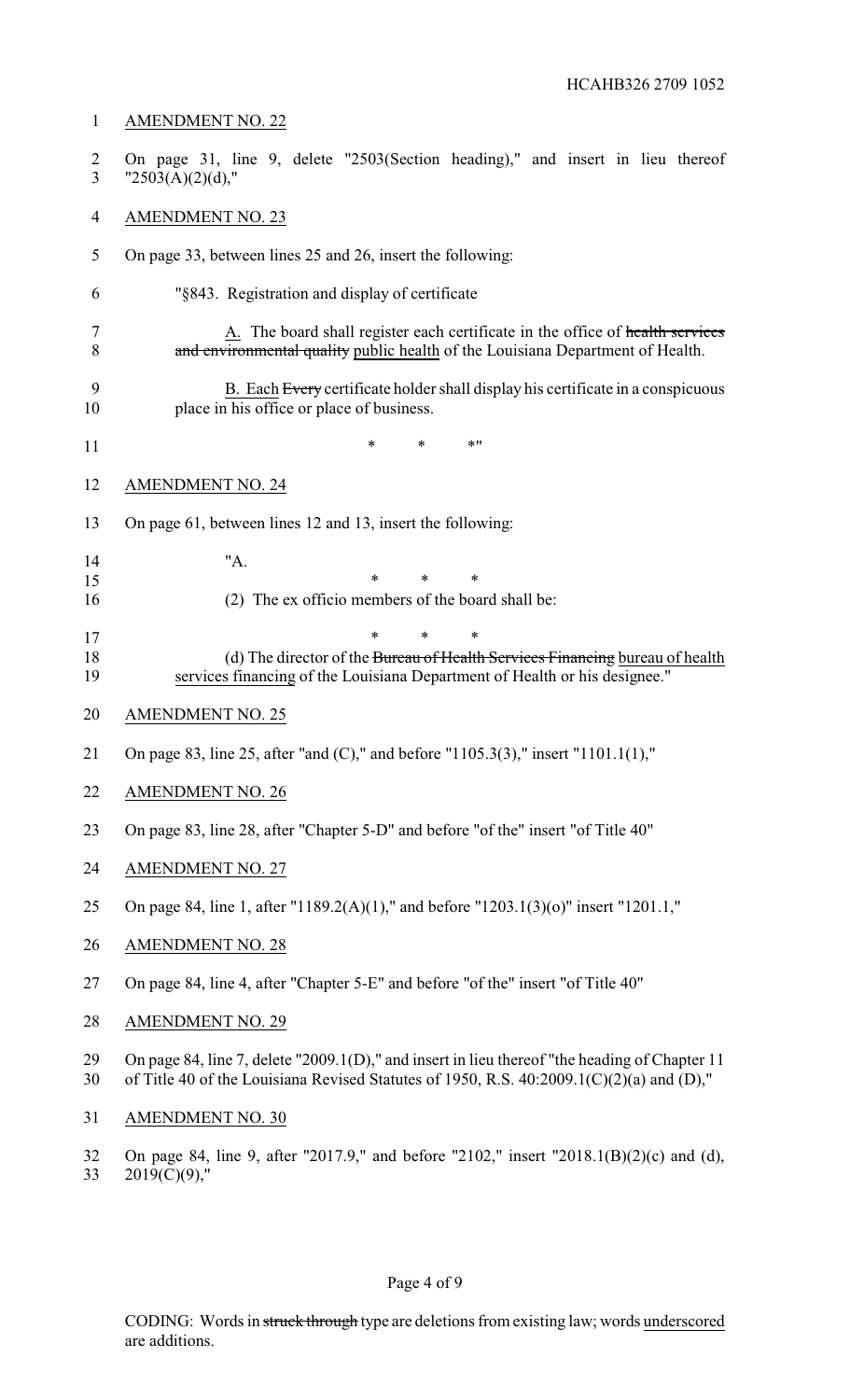AMENDMENT NO. 22

On page 31, line 9, delete "2503(Section heading)," and insert in lieu thereof "2503(A)(2)(d),"

AMENDMENT NO. 23

On page 33, between lines 25 and 26, insert the following:

"§843. Registration and display of certificate

A. The board shall register each certificate in the office of ~~health services and environmental quality~~ public health of the Louisiana Department of Health.

B. Each ~~Every~~ certificate holder shall display his certificate in a conspicuous place in his office or place of business.

\* \* \*"

AMENDMENT NO. 24

On page 61, between lines 12 and 13, insert the following:

"A.

\* \* \*

(2) The ex officio members of the board shall be:

\* \* \*

(d) The director of the ~~Bureau of Health Services Financing~~ bureau of health services financing of the Louisiana Department of Health or his designee."

AMENDMENT NO. 25

On page 83, line 25, after "and (C)," and before "1105.3(3)," insert "1101.1(1),"

AMENDMENT NO. 26

On page 83, line 28, after "Chapter 5-D" and before "of the" insert "of Title 40"

AMENDMENT NO. 27

On page 84, line 1, after "1189.2(A)(1)," and before "1203.1(3)(o)" insert "1201.1,"

AMENDMENT NO. 28

On page 84, line 4, after "Chapter 5-E" and before "of the" insert "of Title 40"

AMENDMENT NO. 29

On page 84, line 7, delete "2009.1(D)," and insert in lieu thereof "the heading of Chapter 11 of Title 40 of the Louisiana Revised Statutes of 1950, R.S. 40:2009.1(C)(2)(a) and (D),"

AMENDMENT NO. 30

On page 84, line 9, after "2017.9," and before "2102," insert "2018.1(B)(2)(c) and (d), 2019(C)(9),"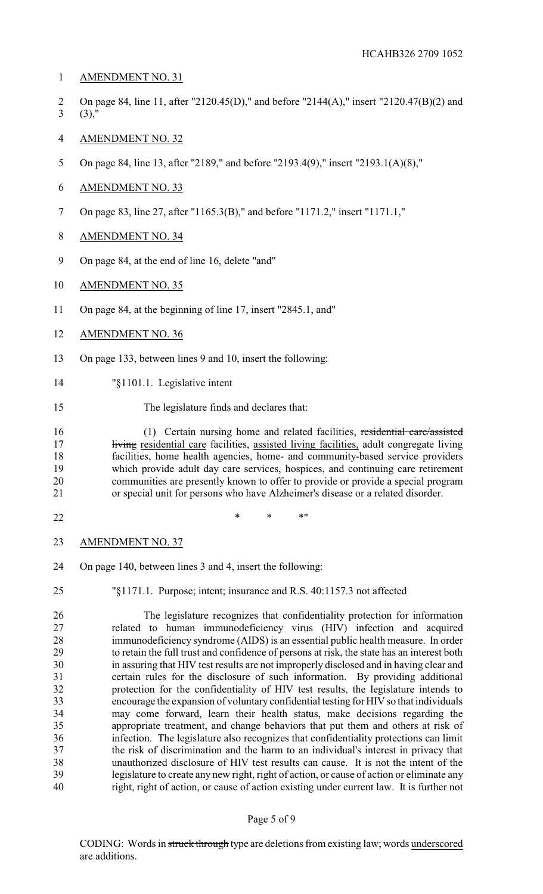AMENDMENT NO. 31

On page 84, line 11, after "2120.45(D)," and before "2144(A)," insert "2120.47(B)(2) and (3),"

AMENDMENT NO. 32

On page 84, line 13, after "2189," and before "2193.4(9)," insert "2193.1(A)(8),"

AMENDMENT NO. 33

On page 83, line 27, after "1165.3(B)," and before "1171.2," insert "1171.1,"

AMENDMENT NO. 34

On page 84, at the end of line 16, delete "and"

AMENDMENT NO. 35

On page 84, at the beginning of line 17, insert "2845.1, and"

AMENDMENT NO. 36

On page 133, between lines 9 and 10, insert the following:

"§1101.1. Legislative intent

The legislature finds and declares that:

(1) Certain nursing home and related facilities, ~~residential care/assisted living~~ residential care facilities, assisted living facilities, adult congregate living facilities, home health agencies, home- and community-based service providers which provide adult day care services, hospices, and continuing care retirement communities are presently known to offer to provide or provide a special program or special unit for persons who have Alzheimer's disease or a related disorder.

\* \* \*"

AMENDMENT NO. 37

On page 140, between lines 3 and 4, insert the following:

"§1171.1. Purpose; intent; insurance and R.S. 40:1157.3 not affected

The legislature recognizes that confidentiality protection for information related to human immunodeficiency virus (HIV) infection and acquired immunodeficiency syndrome (AIDS) is an essential public health measure. In order to retain the full trust and confidence of persons at risk, the state has an interest both in assuring that HIV test results are not improperly disclosed and in having clear and certain rules for the disclosure of such information. By providing additional protection for the confidentiality of HIV test results, the legislature intends to encourage the expansion of voluntary confidential testing for HIV so that individuals may come forward, learn their health status, make decisions regarding the appropriate treatment, and change behaviors that put them and others at risk of infection. The legislature also recognizes that confidentiality protections can limit the risk of discrimination and the harm to an individual's interest in privacy that unauthorized disclosure of HIV test results can cause. It is not the intent of the legislature to create any new right, right of action, or cause of action or eliminate any right, right of action, or cause of action existing under current law. It is further not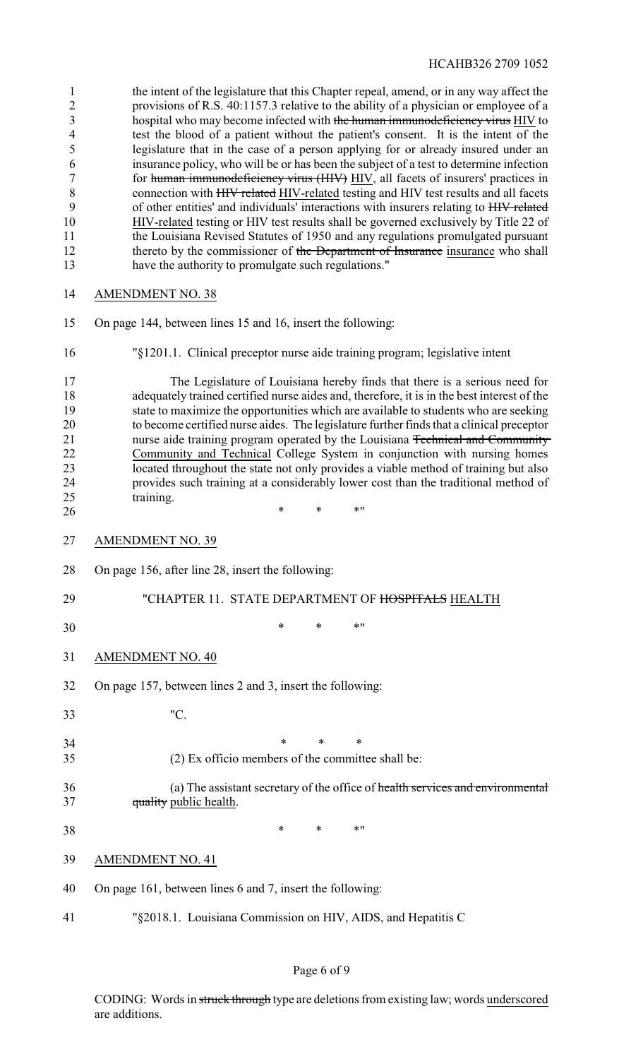the intent of the legislature that this Chapter repeal, amend, or in any way affect the provisions of R.S. 40:1157.3 relative to the ability of a physician or employee of a hospital who may become infected with ~~the human immunodeficiency virus~~ HIV to test the blood of a patient without the patient's consent. It is the intent of the legislature that in the case of a person applying for or already insured under an insurance policy, who will be or has been the subject of a test to determine infection for ~~human immunodeficiency virus (HIV)~~ HIV, all facets of insurers' practices in connection with ~~HIV related~~ HIV-related testing and HIV test results and all facets of other entities' and individuals' interactions with insurers relating to ~~HIV related~~ HIV-related testing or HIV test results shall be governed exclusively by Title 22 of the Louisiana Revised Statutes of 1950 and any regulations promulgated pursuant thereto by the commissioner of ~~the Department of Insurance~~ insurance who shall have the authority to promulgate such regulations."

AMENDMENT NO. 38

On page 144, between lines 15 and 16, insert the following:

"§1201.1. Clinical preceptor nurse aide training program; legislative intent

The Legislature of Louisiana hereby finds that there is a serious need for adequately trained certified nurse aides and, therefore, it is in the best interest of the state to maximize the opportunities which are available to students who are seeking to become certified nurse aides. The legislature further finds that a clinical preceptor nurse aide training program operated by the Louisiana ~~Technical and Community~~ Community and Technical College System in conjunction with nursing homes located throughout the state not only provides a viable method of training but also provides such training at a considerably lower cost than the traditional method of training.

\* \* \*"

AMENDMENT NO. 39

On page 156, after line 28, insert the following:

"CHAPTER 11. STATE DEPARTMENT OF ~~HOSPITALS~~ HEALTH

\* \* \*"

AMENDMENT NO. 40

On page 157, between lines 2 and 3, insert the following:

"C.

\* \* \*

(2) Ex officio members of the committee shall be:

(a) The assistant secretary of the office of ~~health services and environmental quality~~ public health.

\* \* \*"

AMENDMENT NO. 41

On page 161, between lines 6 and 7, insert the following:

"§2018.1. Louisiana Commission on HIV, AIDS, and Hepatitis C

CODING: Words in ~~struck through~~ type are deletions from existing law; words underscored are additions.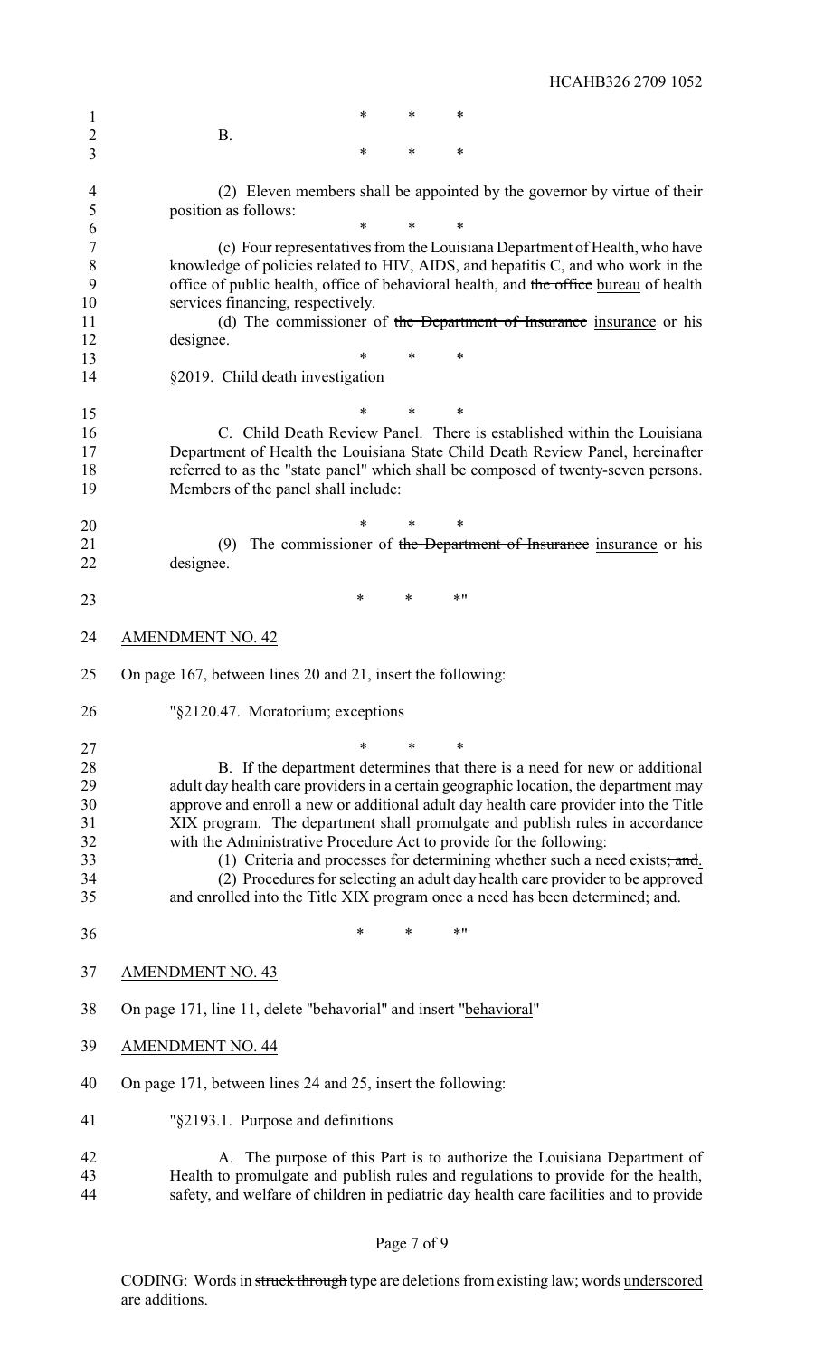\* \* \*

B.

\* \* \*

(2) Eleven members shall be appointed by the governor by virtue of their position as follows:

\* \* \*

(c) Four representatives from the Louisiana Department of Health, who have knowledge of policies related to HIV, AIDS, and hepatitis C, and who work in the office of public health, office of behavioral health, and ~~the office~~ <u>bureau</u> of health services financing, respectively.

(d) The commissioner of ~~the Department of Insurance~~ <u>insurance</u> or his designee.

\* \* \*

§2019. Child death investigation

\* \* \*

C. Child Death Review Panel. There is established within the Louisiana Department of Health the Louisiana State Child Death Review Panel, hereinafter referred to as the "state panel" which shall be composed of twenty-seven persons. Members of the panel shall include:

\* \* \*

(9) The commissioner of ~~the Department of Insurance~~ <u>insurance</u> or his designee.

\* \* \*"

AMENDMENT NO. 42

On page 167, between lines 20 and 21, insert the following:

"§2120.47. Moratorium; exceptions

\* \* \*

B. If the department determines that there is a need for new or additional adult day health care providers in a certain geographic location, the department may approve and enroll a new or additional adult day health care provider into the Title XIX program. The department shall promulgate and publish rules in accordance with the Administrative Procedure Act to provide for the following:

(1) Criteria and processes for determining whether such a need exists~~; and~~.

(2) Procedures for selecting an adult day health care provider to be approved and enrolled into the Title XIX program once a need has been determined~~; and~~.

\* \* \*"

AMENDMENT NO. 43

On page 171, line 11, delete "behavorial" and insert "<u>behavioral</u>"

AMENDMENT NO. 44

On page 171, between lines 24 and 25, insert the following:

"§2193.1. Purpose and definitions

A. The purpose of this Part is to authorize the Louisiana Department of Health to promulgate and publish rules and regulations to provide for the health, safety, and welfare of children in pediatric day health care facilities and to provide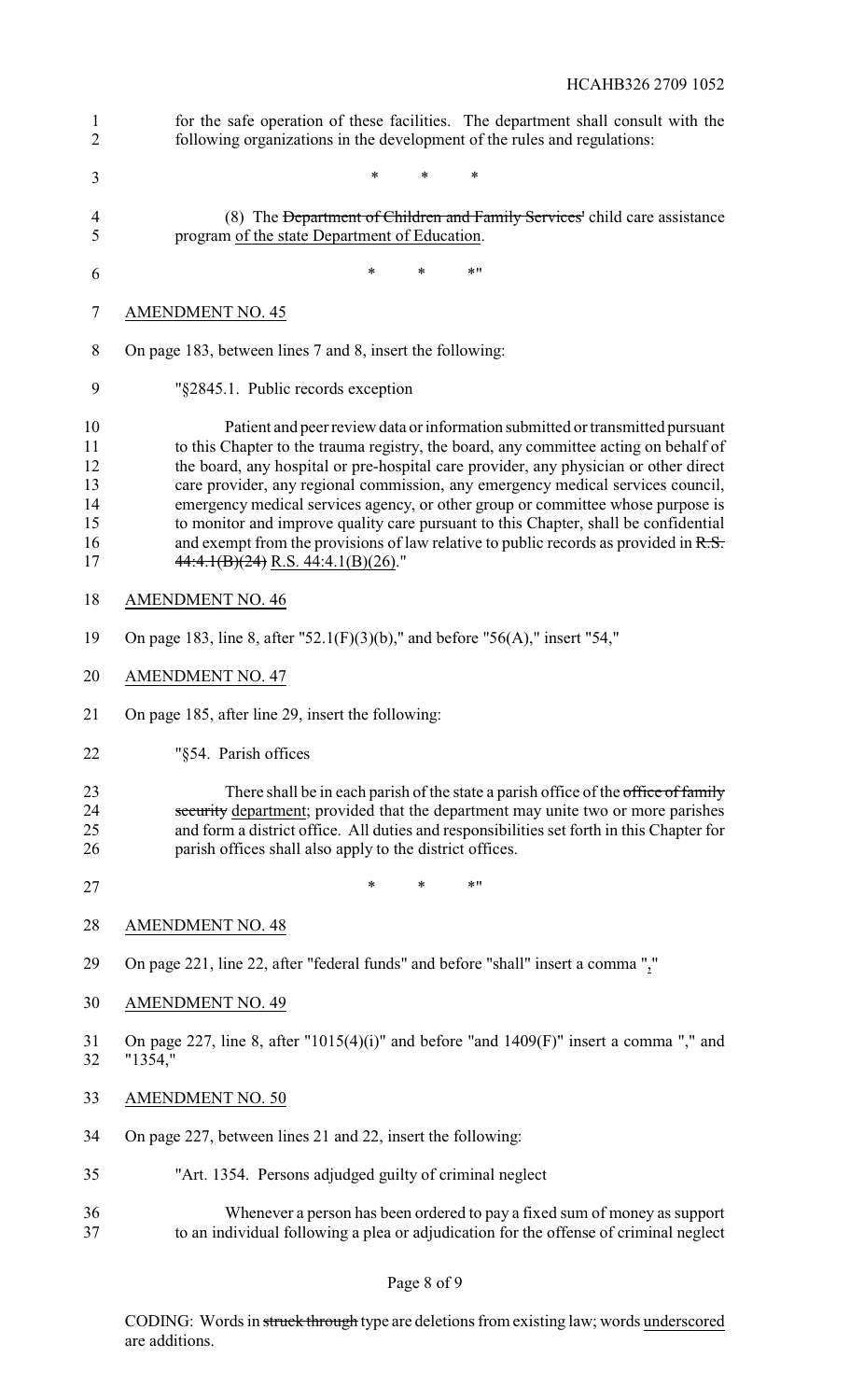for the safe operation of these facilities. The department shall consult with the following organizations in the development of the rules and regulations:

\* \* \*

(8) The ~~Department of Children and Family Services'~~ child care assistance program <u>of the state Department of Education</u>.

\* \* \*"

<u>AMENDMENT NO. 45</u>

On page 183, between lines 7 and 8, insert the following:

"§2845.1. Public records exception

Patient and peer review data or information submitted or transmitted pursuant to this Chapter to the trauma registry, the board, any committee acting on behalf of the board, any hospital or pre-hospital care provider, any physician or other direct care provider, any regional commission, any emergency medical services council, emergency medical services agency, or other group or committee whose purpose is to monitor and improve quality care pursuant to this Chapter, shall be confidential and exempt from the provisions of law relative to public records as provided in ~~R.S. 44:4.1(B)(24)~~ <u>R.S. 44:4.1(B)(26)</u>."

<u>AMENDMENT NO. 46</u>

On page 183, line 8, after "52.1(F)(3)(b)," and before "56(A)," insert "54,"

<u>AMENDMENT NO. 47</u>

On page 185, after line 29, insert the following:

"§54. Parish offices

There shall be in each parish of the state a parish office of the ~~office of family security~~ <u>department</u>; provided that the department may unite two or more parishes and form a district office. All duties and responsibilities set forth in this Chapter for parish offices shall also apply to the district offices.

\* \* \*"

<u>AMENDMENT NO. 48</u>

On page 221, line 22, after "federal funds" and before "shall" insert a comma "<u>,</u>"

<u>AMENDMENT NO. 49</u>

On page 227, line 8, after "1015(4)(i)" and before "and 1409(F)" insert a comma "," and "1354,"

<u>AMENDMENT NO. 50</u>

On page 227, between lines 21 and 22, insert the following:

"Art. 1354. Persons adjudged guilty of criminal neglect

Whenever a person has been ordered to pay a fixed sum of money as support to an individual following a plea or adjudication for the offense of criminal neglect

CODING: Words in ~~struck through~~ type are deletions from existing law; words <u>underscored</u> are additions.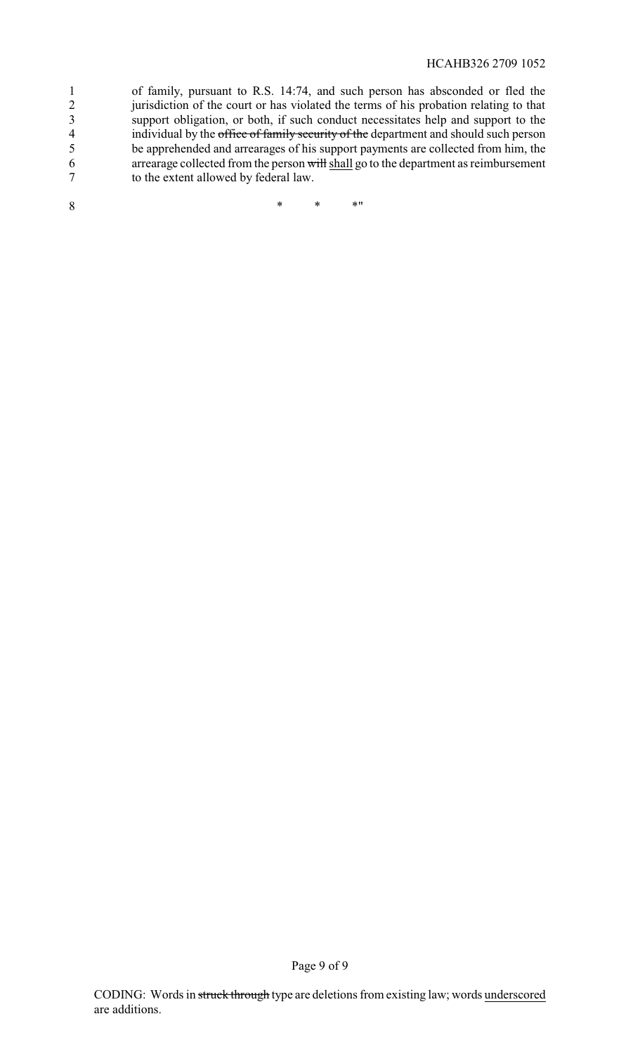of family, pursuant to R.S. 14:74, and such person has absconded or fled the jurisdiction of the court or has violated the terms of his probation relating to that support obligation, or both, if such conduct necessitates help and support to the individual by the ~~office of family security of the~~ department and should such person be apprehended and arrearages of his support payments are collected from him, the arrearage collected from the person ~~will~~ <u>shall</u> go to the department as reimbursement to the extent allowed by federal law.

\*        \*        \*"

CODING: Words in ~~struck through~~ type are deletions from existing law; words <u>underscored</u> are additions.